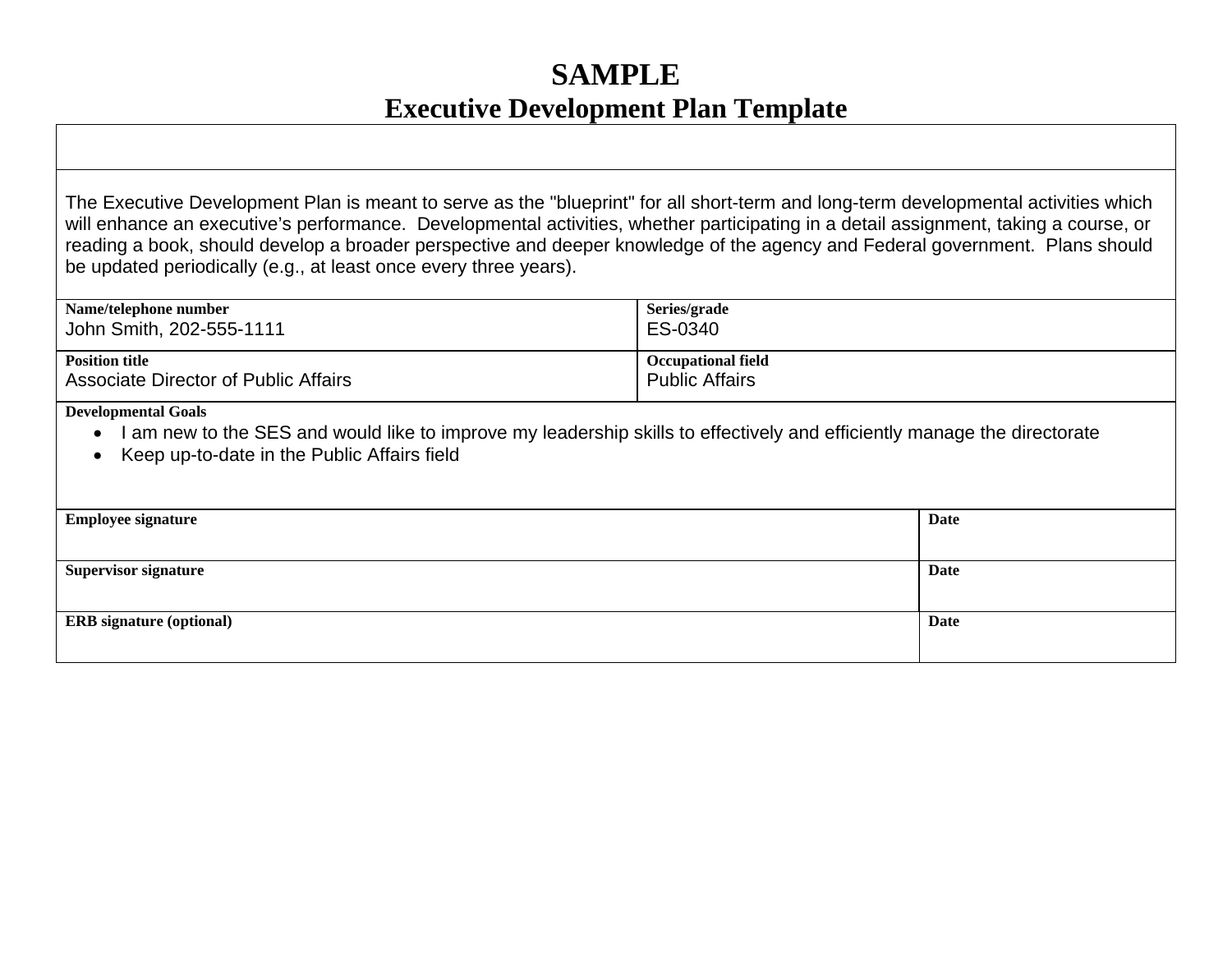# SAMPLE

## Executive Development Plan Template

The Executive Development Plan is meant to serve as the "blueprint" for all short-term and long-term developmental activities which will enhance an executive's performance. Developmental activities, whether participating in a detail assignment, taking a course, or reading a book, should develop a broader perspective and deeper knowledge of the agency and Federal government. Plans should be updated periodically (e.g., at least once every three years).

| **Name/telephone number** | **Series/grade** |
|---|---|
| John Smith, 202-555-1111 | ES-0340 |
| **Position title** | **Occupational field** |
| Associate Director of Public Affairs | Public Affairs |

**Developmental Goals**

- I am new to the SES and would like to improve my leadership skills to effectively and efficiently manage the directorate
- Keep up-to-date in the Public Affairs field

| **Employee signature** | **Date** |
|---|---|
| | |
| **Supervisor signature** | **Date** |
| | |
| **ERB signature (optional)** | **Date** |
| | |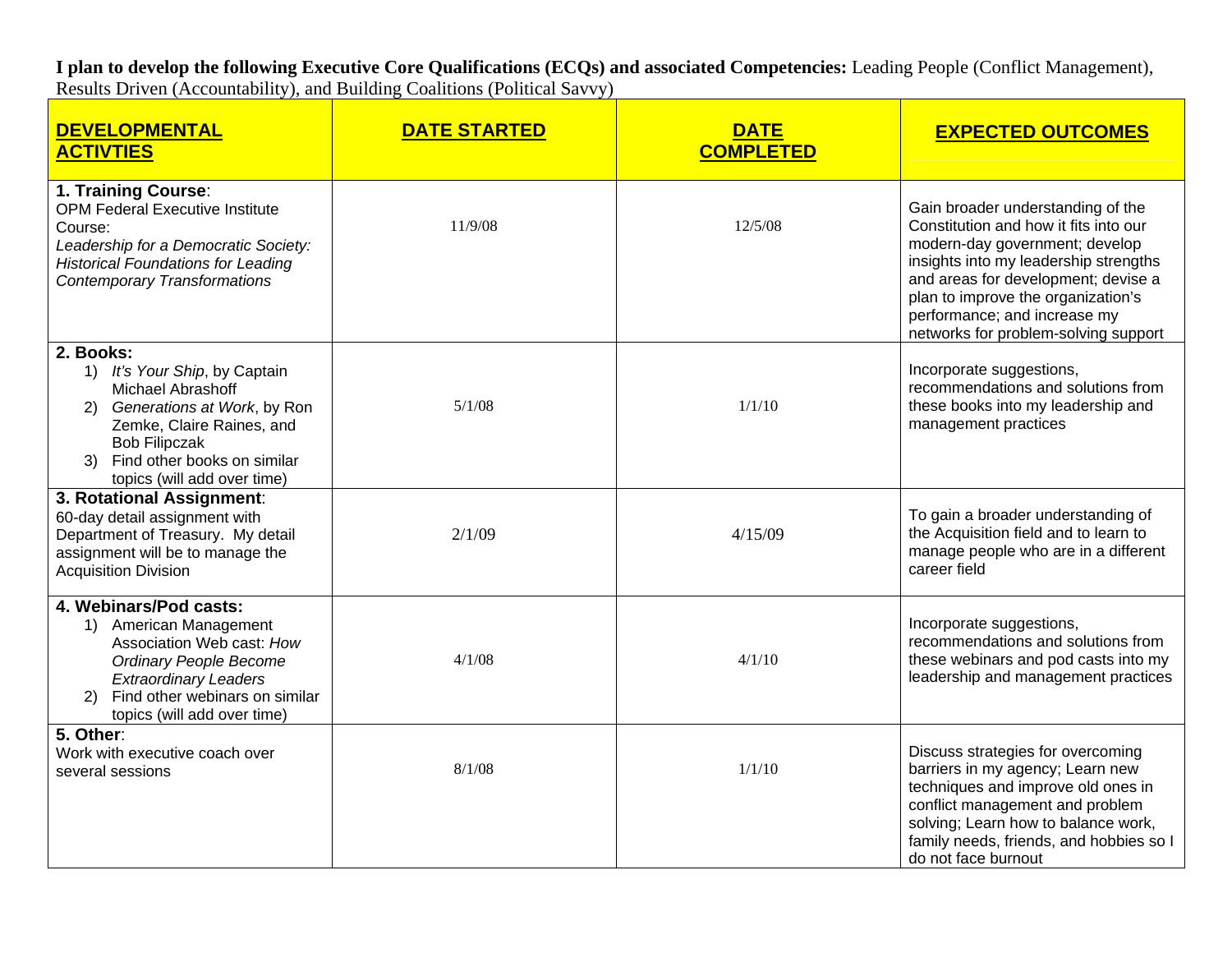**I plan to develop the following Executive Core Qualifications (ECQs) and associated Competencies:** Leading People (Conflict Management), Results Driven (Accountability), and Building Coalitions (Political Savvy)

| **DEVELOPMENTAL ACTIVTIES** | **DATE STARTED** | **DATE COMPLETED** | **EXPECTED OUTCOMES** |
|---|---|---|---|
| **1. Training Course**: OPM Federal Executive Institute Course: *Leadership for a Democratic Society: Historical Foundations for Leading Contemporary Transformations* | 11/9/08 | 12/5/08 | Gain broader understanding of the Constitution and how it fits into our modern-day government; develop insights into my leadership strengths and areas for development; devise a plan to improve the organization's performance; and increase my networks for problem-solving support |
| **2. Books:** 1) *It's Your Ship*, by Captain Michael Abrashoff 2) *Generations at Work*, by Ron Zemke, Claire Raines, and Bob Filipczak 3) Find other books on similar topics (will add over time) | 5/1/08 | 1/1/10 | Incorporate suggestions, recommendations and solutions from these books into my leadership and management practices |
| **3. Rotational Assignment**: 60-day detail assignment with Department of Treasury. My detail assignment will be to manage the Acquisition Division | 2/1/09 | 4/15/09 | To gain a broader understanding of the Acquisition field and to learn to manage people who are in a different career field |
| **4. Webinars/Pod casts:** 1) American Management Association Web cast: *How Ordinary People Become Extraordinary Leaders* 2) Find other webinars on similar topics (will add over time) | 4/1/08 | 4/1/10 | Incorporate suggestions, recommendations and solutions from these webinars and pod casts into my leadership and management practices |
| **5. Other**: Work with executive coach over several sessions | 8/1/08 | 1/1/10 | Discuss strategies for overcoming barriers in my agency; Learn new techniques and improve old ones in conflict management and problem solving; Learn how to balance work, family needs, friends, and hobbies so I do not face burnout |